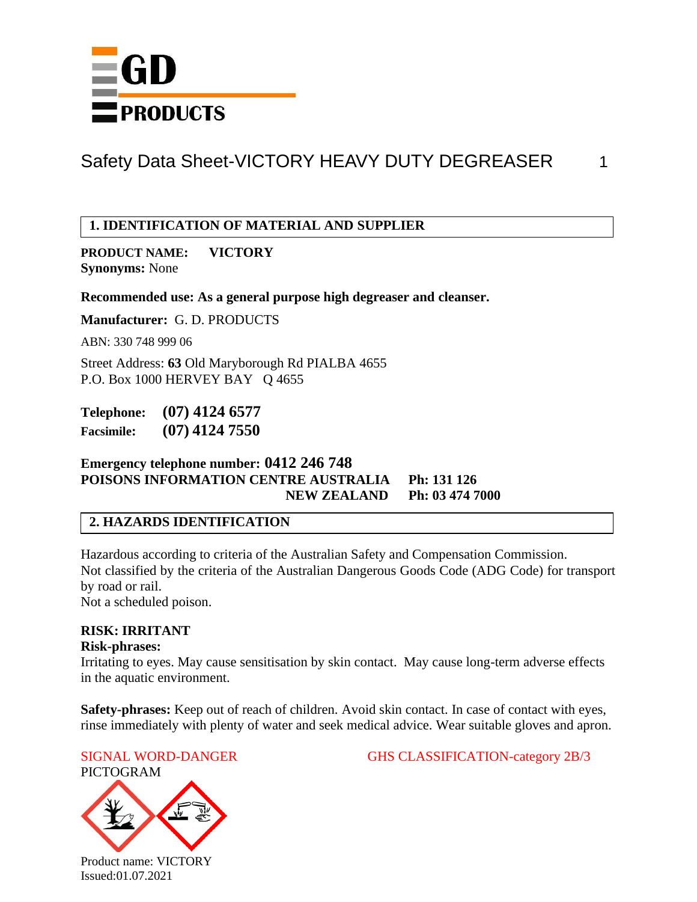# Safety Data Sheet-VICTORY HEAVY DUTY DEGREASER

## 1. IDENTIFICATION OF MATERIAL AND SUPPLIER

**PRODUCT NAME: VICTORY**
**Synonyms:** None

**Recommended use: As a general purpose high degreaser and cleanser.**

**Manufacturer:** G. D. PRODUCTS

ABN: 330 748 999 06

Street Address: **63** Old Maryborough Rd PIALBA 4655
P.O. Box 1000 HERVEY BAY Q 4655

**Telephone: (07) 4124 6577**
**Facsimile: (07) 4124 7550**

**Emergency telephone number: 0412 246 748**
**POISONS INFORMATION CENTRE AUSTRALIA Ph: 131 126**
**NEW ZEALAND Ph: 03 474 7000**

## 2. HAZARDS IDENTIFICATION

Hazardous according to criteria of the Australian Safety and Compensation Commission.
Not classified by the criteria of the Australian Dangerous Goods Code (ADG Code) for transport by road or rail.
Not a scheduled poison.

**RISK: IRRITANT**
**Risk-phrases:**
Irritating to eyes. May cause sensitisation by skin contact. May cause long-term adverse effects in the aquatic environment.

**Safety-phrases:** Keep out of reach of children. Avoid skin contact. In case of contact with eyes, rinse immediately with plenty of water and seek medical advice. Wear suitable gloves and apron.

SIGNAL WORD-DANGER

GHS CLASSIFICATION-category 2B/3

PICTOGRAM

Product name: VICTORY
Issued:01.07.2021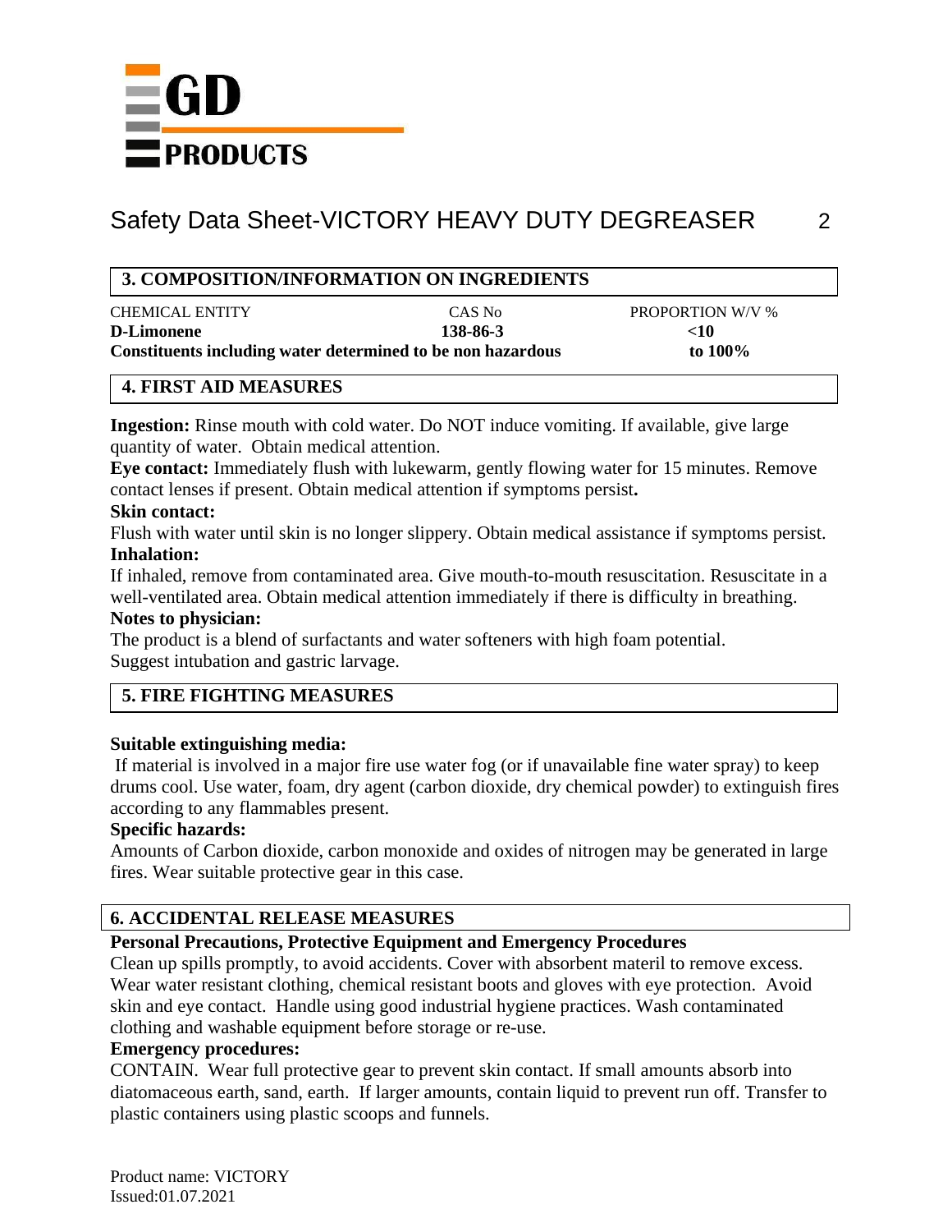# Safety Data Sheet-VICTORY HEAVY DUTY DEGREASER

## 3. COMPOSITION/INFORMATION ON INGREDIENTS

| CHEMICAL ENTITY | CAS No | PROPORTION W/V % |
|---|---|---|
| **D-Limonene** | **138-86-3** | **<10** |
| **Constituents including water determined to be non hazardous** | | **to 100%** |

## 4. FIRST AID MEASURES

**Ingestion:** Rinse mouth with cold water. Do NOT induce vomiting. If available, give large quantity of water. Obtain medical attention.

**Eye contact:** Immediately flush with lukewarm, gently flowing water for 15 minutes. Remove contact lenses if present. Obtain medical attention if symptoms persist**.**

**Skin contact:**

Flush with water until skin is no longer slippery. Obtain medical assistance if symptoms persist.

**Inhalation:**

If inhaled, remove from contaminated area. Give mouth-to-mouth resuscitation. Resuscitate in a well-ventilated area. Obtain medical attention immediately if there is difficulty in breathing.

**Notes to physician:**

The product is a blend of surfactants and water softeners with high foam potential.
Suggest intubation and gastric larvage.

## 5. FIRE FIGHTING MEASURES

**Suitable extinguishing media:**

If material is involved in a major fire use water fog (or if unavailable fine water spray) to keep drums cool. Use water, foam, dry agent (carbon dioxide, dry chemical powder) to extinguish fires according to any flammables present.

**Specific hazards:**

Amounts of Carbon dioxide, carbon monoxide and oxides of nitrogen may be generated in large fires. Wear suitable protective gear in this case.

## 6. ACCIDENTAL RELEASE MEASURES

**Personal Precautions, Protective Equipment and Emergency Procedures**

Clean up spills promptly, to avoid accidents. Cover with absorbent materil to remove excess. Wear water resistant clothing, chemical resistant boots and gloves with eye protection. Avoid skin and eye contact. Handle using good industrial hygiene practices. Wash contaminated clothing and washable equipment before storage or re-use.

**Emergency procedures:**

CONTAIN. Wear full protective gear to prevent skin contact. If small amounts absorb into diatomaceous earth, sand, earth. If larger amounts, contain liquid to prevent run off. Transfer to plastic containers using plastic scoops and funnels.

Product name: VICTORY
Issued:01.07.2021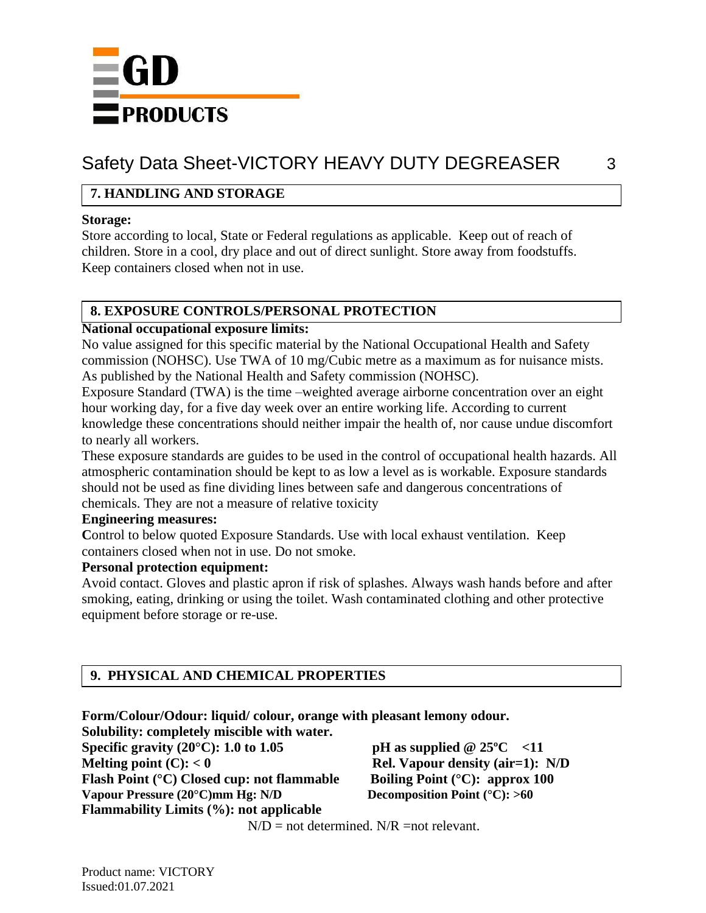## 7. HANDLING AND STORAGE

**Storage:**
Store according to local, State or Federal regulations as applicable. Keep out of reach of children. Store in a cool, dry place and out of direct sunlight. Store away from foodstuffs. Keep containers closed when not in use.

## 8. EXPOSURE CONTROLS/PERSONAL PROTECTION

**National occupational exposure limits:**
No value assigned for this specific material by the National Occupational Health and Safety commission (NOHSC). Use TWA of 10 mg/Cubic metre as a maximum as for nuisance mists. As published by the National Health and Safety commission (NOHSC).
Exposure Standard (TWA) is the time –weighted average airborne concentration over an eight hour working day, for a five day week over an entire working life. According to current knowledge these concentrations should neither impair the health of, nor cause undue discomfort to nearly all workers.
These exposure standards are guides to be used in the control of occupational health hazards. All atmospheric contamination should be kept to as low a level as is workable. Exposure standards should not be used as fine dividing lines between safe and dangerous concentrations of chemicals. They are not a measure of relative toxicity

**Engineering measures:**
**C**ontrol to below quoted Exposure Standards. Use with local exhaust ventilation. Keep containers closed when not in use. Do not smoke.

**Personal protection equipment:**
Avoid contact. Gloves and plastic apron if risk of splashes. Always wash hands before and after smoking, eating, drinking or using the toilet. Wash contaminated clothing and other protective equipment before storage or re-use.

## 9. PHYSICAL AND CHEMICAL PROPERTIES

**Form/Colour/Odour: liquid/ colour, orange with pleasant lemony odour.**
**Solubility: completely miscible with water.**

| | |
|---|---|
| **Specific gravity (20°C): 1.0 to 1.05** | **pH as supplied @ 25ºC <11** |
| **Melting point (C): < 0** | **Rel. Vapour density (air=1): N/D** |
| **Flash Point (°C) Closed cup: not flammable** | **Boiling Point (°C): approx 100** |
| **Vapour Pressure (20°C)mm Hg: N/D** | **Decomposition Point (°C): >60** |
| **Flammability Limits (%): not applicable** | |

N/D = not determined. N/R =not relevant.

Product name: VICTORY
Issued:01.07.2021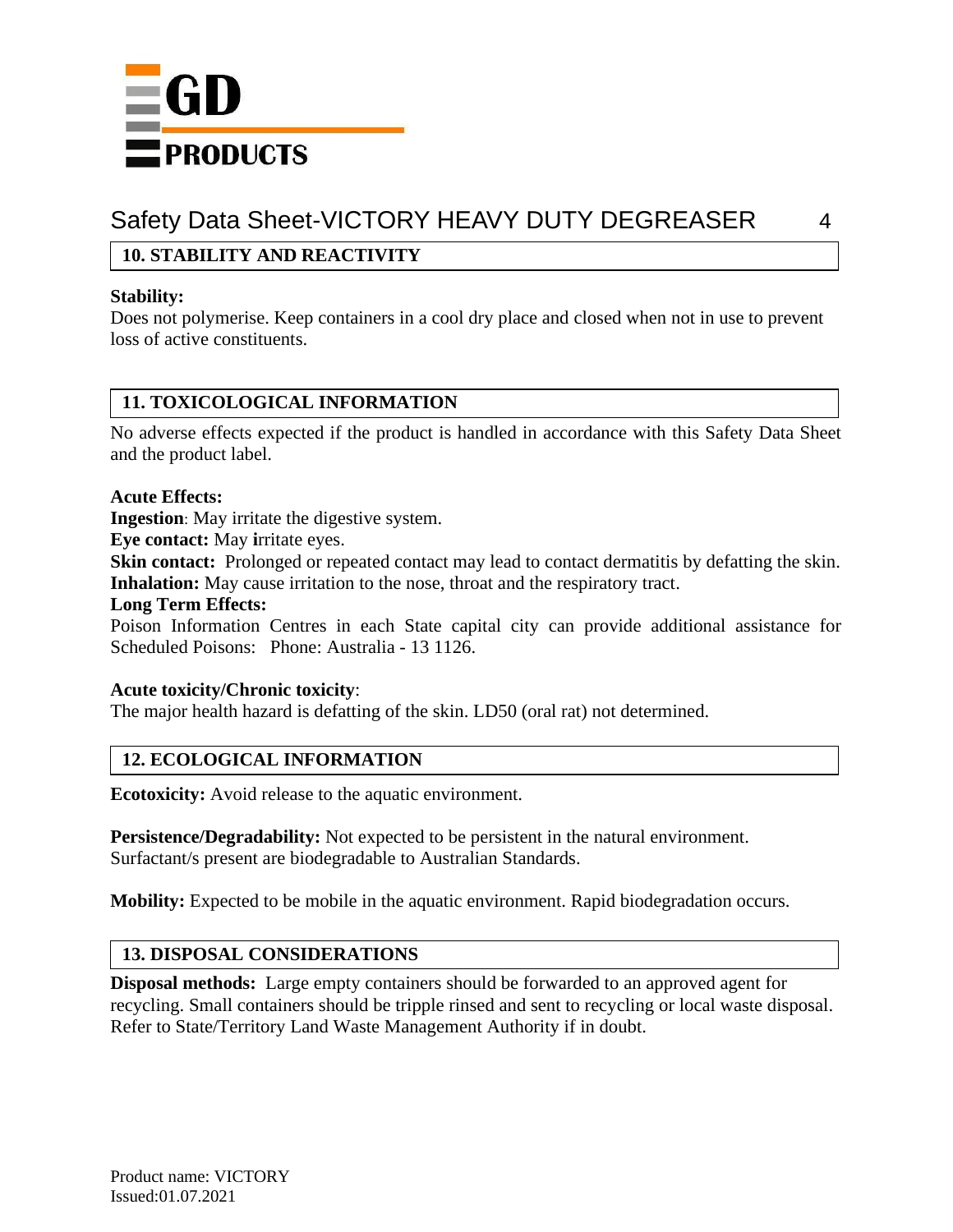## 10. STABILITY AND REACTIVITY

**Stability:**
Does not polymerise. Keep containers in a cool dry place and closed when not in use to prevent loss of active constituents.

## 11. TOXICOLOGICAL INFORMATION

No adverse effects expected if the product is handled in accordance with this Safety Data Sheet and the product label.

**Acute Effects:**
**Ingestion**: May irritate the digestive system.
**Eye contact:** May irritate eyes.
**Skin contact:** Prolonged or repeated contact may lead to contact dermatitis by defatting the skin.
**Inhalation:** May cause irritation to the nose, throat and the respiratory tract.
**Long Term Effects:**
Poison Information Centres in each State capital city can provide additional assistance for Scheduled Poisons: Phone: Australia - 13 1126.

**Acute toxicity/Chronic toxicity**:
The major health hazard is defatting of the skin. LD50 (oral rat) not determined.

## 12. ECOLOGICAL INFORMATION

**Ecotoxicity:** Avoid release to the aquatic environment.

**Persistence/Degradability:** Not expected to be persistent in the natural environment. Surfactant/s present are biodegradable to Australian Standards.

**Mobility:** Expected to be mobile in the aquatic environment. Rapid biodegradation occurs.

## 13. DISPOSAL CONSIDERATIONS

**Disposal methods:** Large empty containers should be forwarded to an approved agent for recycling. Small containers should be tripple rinsed and sent to recycling or local waste disposal. Refer to State/Territory Land Waste Management Authority if in doubt.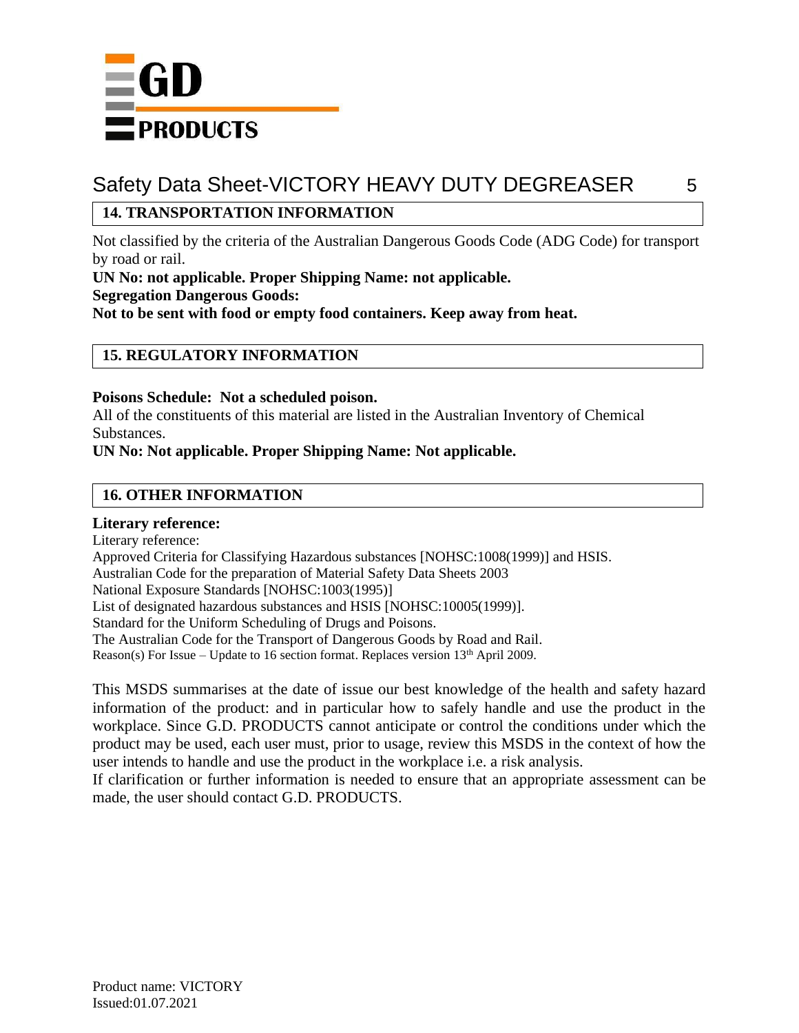## 14. TRANSPORTATION INFORMATION

Not classified by the criteria of the Australian Dangerous Goods Code (ADG Code) for transport by road or rail.

**UN No: not applicable. Proper Shipping Name: not applicable.**
**Segregation Dangerous Goods:**
**Not to be sent with food or empty food containers. Keep away from heat.**

## 15. REGULATORY INFORMATION

**Poisons Schedule: Not a scheduled poison.**
All of the constituents of this material are listed in the Australian Inventory of Chemical Substances.
**UN No: Not applicable. Proper Shipping Name: Not applicable.**

## 16. OTHER INFORMATION

**Literary reference:**
Literary reference:
Approved Criteria for Classifying Hazardous substances [NOHSC:1008(1999)] and HSIS.
Australian Code for the preparation of Material Safety Data Sheets 2003
National Exposure Standards [NOHSC:1003(1995)]
List of designated hazardous substances and HSIS [NOHSC:10005(1999)].
Standard for the Uniform Scheduling of Drugs and Poisons.
The Australian Code for the Transport of Dangerous Goods by Road and Rail.
Reason(s) For Issue – Update to 16 section format. Replaces version 13th April 2009.

This MSDS summarises at the date of issue our best knowledge of the health and safety hazard information of the product: and in particular how to safely handle and use the product in the workplace. Since G.D. PRODUCTS cannot anticipate or control the conditions under which the product may be used, each user must, prior to usage, review this MSDS in the context of how the user intends to handle and use the product in the workplace i.e. a risk analysis.
If clarification or further information is needed to ensure that an appropriate assessment can be made, the user should contact G.D. PRODUCTS.